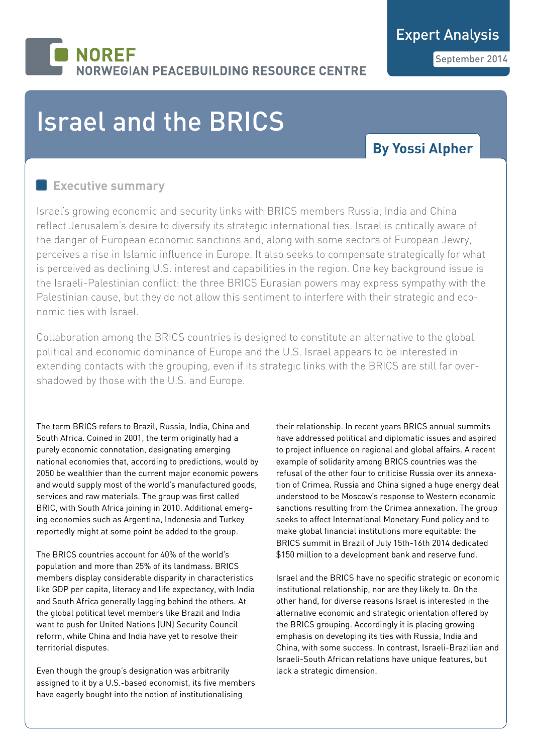NOREF
NORWEGIAN PEACEBUILDING RESOURCE CENTRE

Expert Analysis

September 2014

# Israel and the BRICS

**By Yossi Alpher**

## Executive summary

Israel's growing economic and security links with BRICS members Russia, India and China reflect Jerusalem's desire to diversify its strategic international ties. Israel is critically aware of the danger of European economic sanctions and, along with some sectors of European Jewry, perceives a rise in Islamic influence in Europe. It also seeks to compensate strategically for what is perceived as declining U.S. interest and capabilities in the region. One key background issue is the Israeli-Palestinian conflict: the three BRICS Eurasian powers may express sympathy with the Palestinian cause, but they do not allow this sentiment to interfere with their strategic and economic ties with Israel.

Collaboration among the BRICS countries is designed to constitute an alternative to the global political and economic dominance of Europe and the U.S. Israel appears to be interested in extending contacts with the grouping, even if its strategic links with the BRICS are still far overshadowed by those with the U.S. and Europe.

The term BRICS refers to Brazil, Russia, India, China and South Africa. Coined in 2001, the term originally had a purely economic connotation, designating emerging national economies that, according to predictions, would by 2050 be wealthier than the current major economic powers and would supply most of the world's manufactured goods, services and raw materials. The group was first called BRIC, with South Africa joining in 2010. Additional emerging economies such as Argentina, Indonesia and Turkey reportedly might at some point be added to the group.

The BRICS countries account for 40% of the world's population and more than 25% of its landmass. BRICS members display considerable disparity in characteristics like GDP per capita, literacy and life expectancy, with India and South Africa generally lagging behind the others. At the global political level members like Brazil and India want to push for United Nations (UN) Security Council reform, while China and India have yet to resolve their territorial disputes.

Even though the group's designation was arbitrarily assigned to it by a U.S.-based economist, its five members have eagerly bought into the notion of institutionalising their relationship. In recent years BRICS annual summits have addressed political and diplomatic issues and aspired to project influence on regional and global affairs. A recent example of solidarity among BRICS countries was the refusal of the other four to criticise Russia over its annexation of Crimea. Russia and China signed a huge energy deal understood to be Moscow's response to Western economic sanctions resulting from the Crimea annexation. The group seeks to affect International Monetary Fund policy and to make global financial institutions more equitable: the BRICS summit in Brazil of July 15th-16th 2014 dedicated $150 million to a development bank and reserve fund.

Israel and the BRICS have no specific strategic or economic institutional relationship, nor are they likely to. On the other hand, for diverse reasons Israel is interested in the alternative economic and strategic orientation offered by the BRICS grouping. Accordingly it is placing growing emphasis on developing its ties with Russia, India and China, with some success. In contrast, Israeli-Brazilian and Israeli-South African relations have unique features, but lack a strategic dimension.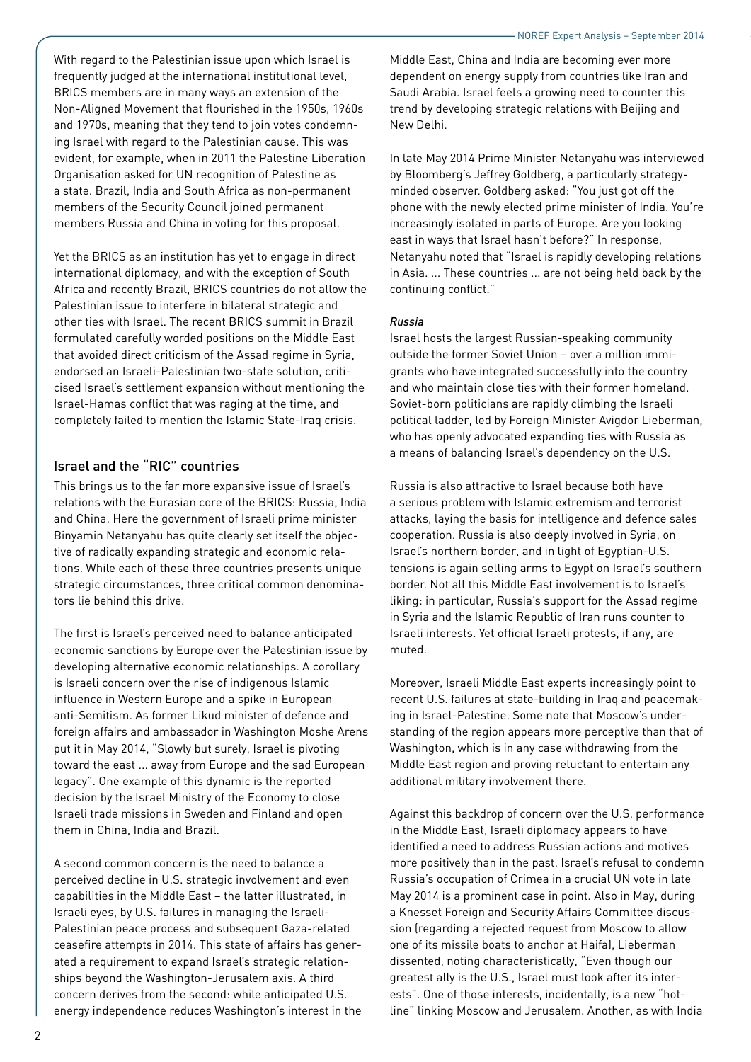With regard to the Palestinian issue upon which Israel is frequently judged at the international institutional level, BRICS members are in many ways an extension of the Non-Aligned Movement that flourished in the 1950s, 1960s and 1970s, meaning that they tend to join votes condemning Israel with regard to the Palestinian cause. This was evident, for example, when in 2011 the Palestine Liberation Organisation asked for UN recognition of Palestine as a state. Brazil, India and South Africa as non-permanent members of the Security Council joined permanent members Russia and China in voting for this proposal.

Yet the BRICS as an institution has yet to engage in direct international diplomacy, and with the exception of South Africa and recently Brazil, BRICS countries do not allow the Palestinian issue to interfere in bilateral strategic and other ties with Israel. The recent BRICS summit in Brazil formulated carefully worded positions on the Middle East that avoided direct criticism of the Assad regime in Syria, endorsed an Israeli-Palestinian two-state solution, criticised Israel's settlement expansion without mentioning the Israel-Hamas conflict that was raging at the time, and completely failed to mention the Islamic State-Iraq crisis.

## Israel and the "RIC" countries

This brings us to the far more expansive issue of Israel's relations with the Eurasian core of the BRICS: Russia, India and China. Here the government of Israeli prime minister Binyamin Netanyahu has quite clearly set itself the objective of radically expanding strategic and economic relations. While each of these three countries presents unique strategic circumstances, three critical common denominators lie behind this drive.

The first is Israel's perceived need to balance anticipated economic sanctions by Europe over the Palestinian issue by developing alternative economic relationships. A corollary is Israeli concern over the rise of indigenous Islamic influence in Western Europe and a spike in European anti-Semitism. As former Likud minister of defence and foreign affairs and ambassador in Washington Moshe Arens put it in May 2014, "Slowly but surely, Israel is pivoting toward the east ... away from Europe and the sad European legacy". One example of this dynamic is the reported decision by the Israel Ministry of the Economy to close Israeli trade missions in Sweden and Finland and open them in China, India and Brazil.

A second common concern is the need to balance a perceived decline in U.S. strategic involvement and even capabilities in the Middle East – the latter illustrated, in Israeli eyes, by U.S. failures in managing the Israeli-Palestinian peace process and subsequent Gaza-related ceasefire attempts in 2014. This state of affairs has generated a requirement to expand Israel's strategic relationships beyond the Washington-Jerusalem axis. A third concern derives from the second: while anticipated U.S. energy independence reduces Washington's interest in the Middle East, China and India are becoming ever more dependent on energy supply from countries like Iran and Saudi Arabia. Israel feels a growing need to counter this trend by developing strategic relations with Beijing and New Delhi.

In late May 2014 Prime Minister Netanyahu was interviewed by Bloomberg's Jeffrey Goldberg, a particularly strategy-minded observer. Goldberg asked: "You just got off the phone with the newly elected prime minister of India. You're increasingly isolated in parts of Europe. Are you looking east in ways that Israel hasn't before?" In response, Netanyahu noted that "Israel is rapidly developing relations in Asia. ... These countries ... are not being held back by the continuing conflict."

### *Russia*

Israel hosts the largest Russian-speaking community outside the former Soviet Union – over a million immigrants who have integrated successfully into the country and who maintain close ties with their former homeland. Soviet-born politicians are rapidly climbing the Israeli political ladder, led by Foreign Minister Avigdor Lieberman, who has openly advocated expanding ties with Russia as a means of balancing Israel's dependency on the U.S.

Russia is also attractive to Israel because both have a serious problem with Islamic extremism and terrorist attacks, laying the basis for intelligence and defence sales cooperation. Russia is also deeply involved in Syria, on Israel's northern border, and in light of Egyptian-U.S. tensions is again selling arms to Egypt on Israel's southern border. Not all this Middle East involvement is to Israel's liking: in particular, Russia's support for the Assad regime in Syria and the Islamic Republic of Iran runs counter to Israeli interests. Yet official Israeli protests, if any, are muted.

Moreover, Israeli Middle East experts increasingly point to recent U.S. failures at state-building in Iraq and peacemaking in Israel-Palestine. Some note that Moscow's understanding of the region appears more perceptive than that of Washington, which is in any case withdrawing from the Middle East region and proving reluctant to entertain any additional military involvement there.

Against this backdrop of concern over the U.S. performance in the Middle East, Israeli diplomacy appears to have identified a need to address Russian actions and motives more positively than in the past. Israel's refusal to condemn Russia's occupation of Crimea in a crucial UN vote in late May 2014 is a prominent case in point. Also in May, during a Knesset Foreign and Security Affairs Committee discussion (regarding a rejected request from Moscow to allow one of its missile boats to anchor at Haifa), Lieberman dissented, noting characteristically, "Even though our greatest ally is the U.S., Israel must look after its interests". One of those interests, incidentally, is a new "hotline" linking Moscow and Jerusalem. Another, as with India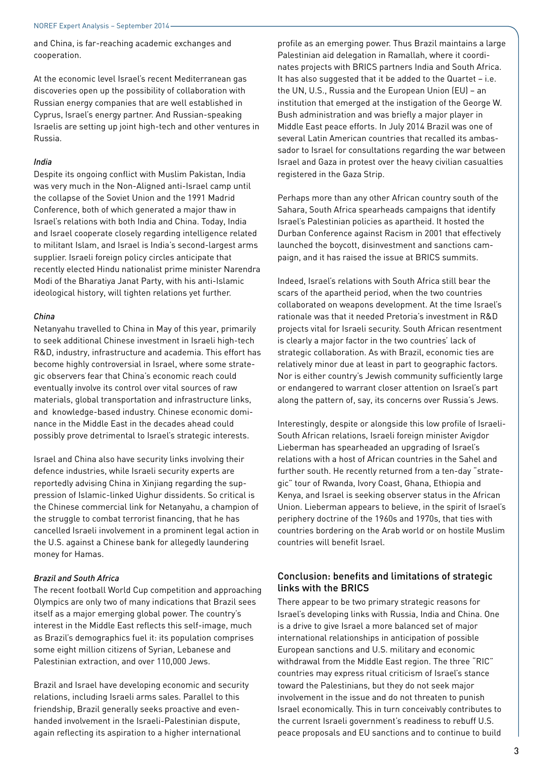and China, is far-reaching academic exchanges and cooperation.

At the economic level Israel's recent Mediterranean gas discoveries open up the possibility of collaboration with Russian energy companies that are well established in Cyprus, Israel's energy partner. And Russian-speaking Israelis are setting up joint high-tech and other ventures in Russia.

*India*

Despite its ongoing conflict with Muslim Pakistan, India was very much in the Non-Aligned anti-Israel camp until the collapse of the Soviet Union and the 1991 Madrid Conference, both of which generated a major thaw in Israel's relations with both India and China. Today, India and Israel cooperate closely regarding intelligence related to militant Islam, and Israel is India's second-largest arms supplier. Israeli foreign policy circles anticipate that recently elected Hindu nationalist prime minister Narendra Modi of the Bharatiya Janat Party, with his anti-Islamic ideological history, will tighten relations yet further.

*China*

Netanyahu travelled to China in May of this year, primarily to seek additional Chinese investment in Israeli high-tech R&D, industry, infrastructure and academia. This effort has become highly controversial in Israel, where some strategic observers fear that China's economic reach could eventually involve its control over vital sources of raw materials, global transportation and infrastructure links, and knowledge-based industry. Chinese economic dominance in the Middle East in the decades ahead could possibly prove detrimental to Israel's strategic interests.

Israel and China also have security links involving their defence industries, while Israeli security experts are reportedly advising China in Xinjiang regarding the suppression of Islamic-linked Uighur dissidents. So critical is the Chinese commercial link for Netanyahu, a champion of the struggle to combat terrorist financing, that he has cancelled Israeli involvement in a prominent legal action in the U.S. against a Chinese bank for allegedly laundering money for Hamas.

*Brazil and South Africa*

The recent football World Cup competition and approaching Olympics are only two of many indications that Brazil sees itself as a major emerging global power. The country's interest in the Middle East reflects this self-image, much as Brazil's demographics fuel it: its population comprises some eight million citizens of Syrian, Lebanese and Palestinian extraction, and over 110,000 Jews.

Brazil and Israel have developing economic and security relations, including Israeli arms sales. Parallel to this friendship, Brazil generally seeks proactive and even-handed involvement in the Israeli-Palestinian dispute, again reflecting its aspiration to a higher international profile as an emerging power. Thus Brazil maintains a large Palestinian aid delegation in Ramallah, where it coordinates projects with BRICS partners India and South Africa. It has also suggested that it be added to the Quartet – i.e. the UN, U.S., Russia and the European Union (EU) – an institution that emerged at the instigation of the George W. Bush administration and was briefly a major player in Middle East peace efforts. In July 2014 Brazil was one of several Latin American countries that recalled its ambassador to Israel for consultations regarding the war between Israel and Gaza in protest over the heavy civilian casualties registered in the Gaza Strip.

Perhaps more than any other African country south of the Sahara, South Africa spearheads campaigns that identify Israel's Palestinian policies as apartheid. It hosted the Durban Conference against Racism in 2001 that effectively launched the boycott, disinvestment and sanctions campaign, and it has raised the issue at BRICS summits.

Indeed, Israel's relations with South Africa still bear the scars of the apartheid period, when the two countries collaborated on weapons development. At the time Israel's rationale was that it needed Pretoria's investment in R&D projects vital for Israeli security. South African resentment is clearly a major factor in the two countries' lack of strategic collaboration. As with Brazil, economic ties are relatively minor due at least in part to geographic factors. Nor is either country's Jewish community sufficiently large or endangered to warrant closer attention on Israel's part along the pattern of, say, its concerns over Russia's Jews.

Interestingly, despite or alongside this low profile of Israeli-South African relations, Israeli foreign minister Avigdor Lieberman has spearheaded an upgrading of Israel's relations with a host of African countries in the Sahel and further south. He recently returned from a ten-day "strategic" tour of Rwanda, Ivory Coast, Ghana, Ethiopia and Kenya, and Israel is seeking observer status in the African Union. Lieberman appears to believe, in the spirit of Israel's periphery doctrine of the 1960s and 1970s, that ties with countries bordering on the Arab world or on hostile Muslim countries will benefit Israel.

## Conclusion: benefits and limitations of strategic links with the BRICS

There appear to be two primary strategic reasons for Israel's developing links with Russia, India and China. One is a drive to give Israel a more balanced set of major international relationships in anticipation of possible European sanctions and U.S. military and economic withdrawal from the Middle East region. The three "RIC" countries may express ritual criticism of Israel's stance toward the Palestinians, but they do not seek major involvement in the issue and do not threaten to punish Israel economically. This in turn conceivably contributes to the current Israeli government's readiness to rebuff U.S. peace proposals and EU sanctions and to continue to build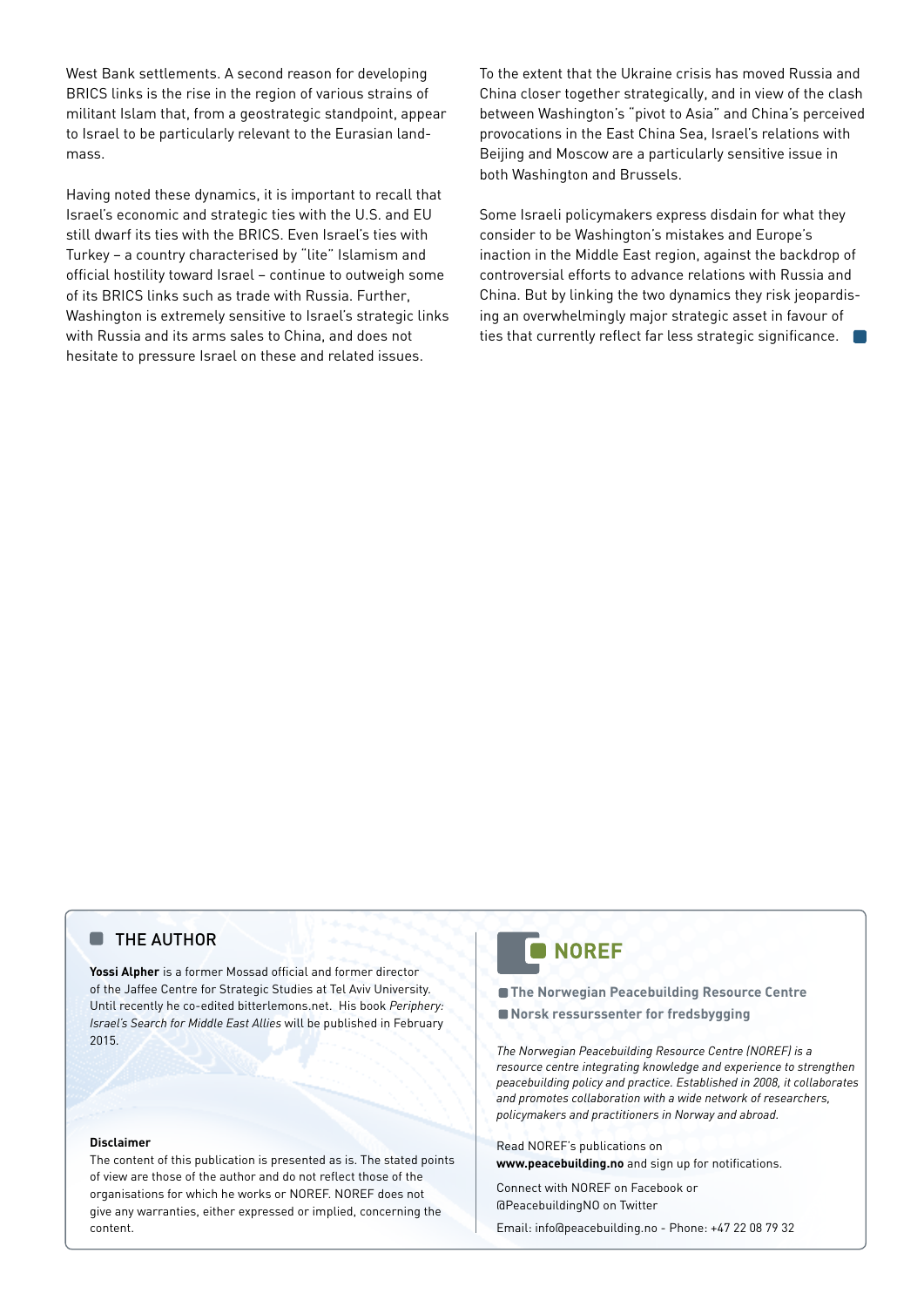West Bank settlements. A second reason for developing BRICS links is the rise in the region of various strains of militant Islam that, from a geostrategic standpoint, appear to Israel to be particularly relevant to the Eurasian landmass.

Having noted these dynamics, it is important to recall that Israel's economic and strategic ties with the U.S. and EU still dwarf its ties with the BRICS. Even Israel's ties with Turkey – a country characterised by "lite" Islamism and official hostility toward Israel – continue to outweigh some of its BRICS links such as trade with Russia. Further, Washington is extremely sensitive to Israel's strategic links with Russia and its arms sales to China, and does not hesitate to pressure Israel on these and related issues.

To the extent that the Ukraine crisis has moved Russia and China closer together strategically, and in view of the clash between Washington's "pivot to Asia" and China's perceived provocations in the East China Sea, Israel's relations with Beijing and Moscow are a particularly sensitive issue in both Washington and Brussels.

Some Israeli policymakers express disdain for what they consider to be Washington's mistakes and Europe's inaction in the Middle East region, against the backdrop of controversial efforts to advance relations with Russia and China. But by linking the two dynamics they risk jeopardising an overwhelmingly major strategic asset in favour of ties that currently reflect far less strategic significance.

## THE AUTHOR

**Yossi Alpher** is a former Mossad official and former director of the Jaffee Centre for Strategic Studies at Tel Aviv University. Until recently he co-edited bitterlemons.net. His book *Periphery: Israel's Search for Middle East Allies* will be published in February 2015.

**Disclaimer**

The content of this publication is presented as is. The stated points of view are those of the author and do not reflect those of the organisations for which he works or NOREF. NOREF does not give any warranties, either expressed or implied, concerning the content.

**NOREF**

**The Norwegian Peacebuilding Resource Centre**
**Norsk ressurssenter for fredsbygging**

*The Norwegian Peacebuilding Resource Centre (NOREF) is a resource centre integrating knowledge and experience to strengthen peacebuilding policy and practice. Established in 2008, it collaborates and promotes collaboration with a wide network of researchers, policymakers and practitioners in Norway and abroad.*

Read NOREF's publications on **www.peacebuilding.no** and sign up for notifications.

Connect with NOREF on Facebook or @PeacebuildingNO on Twitter

Email: info@peacebuilding.no - Phone: +47 22 08 79 32